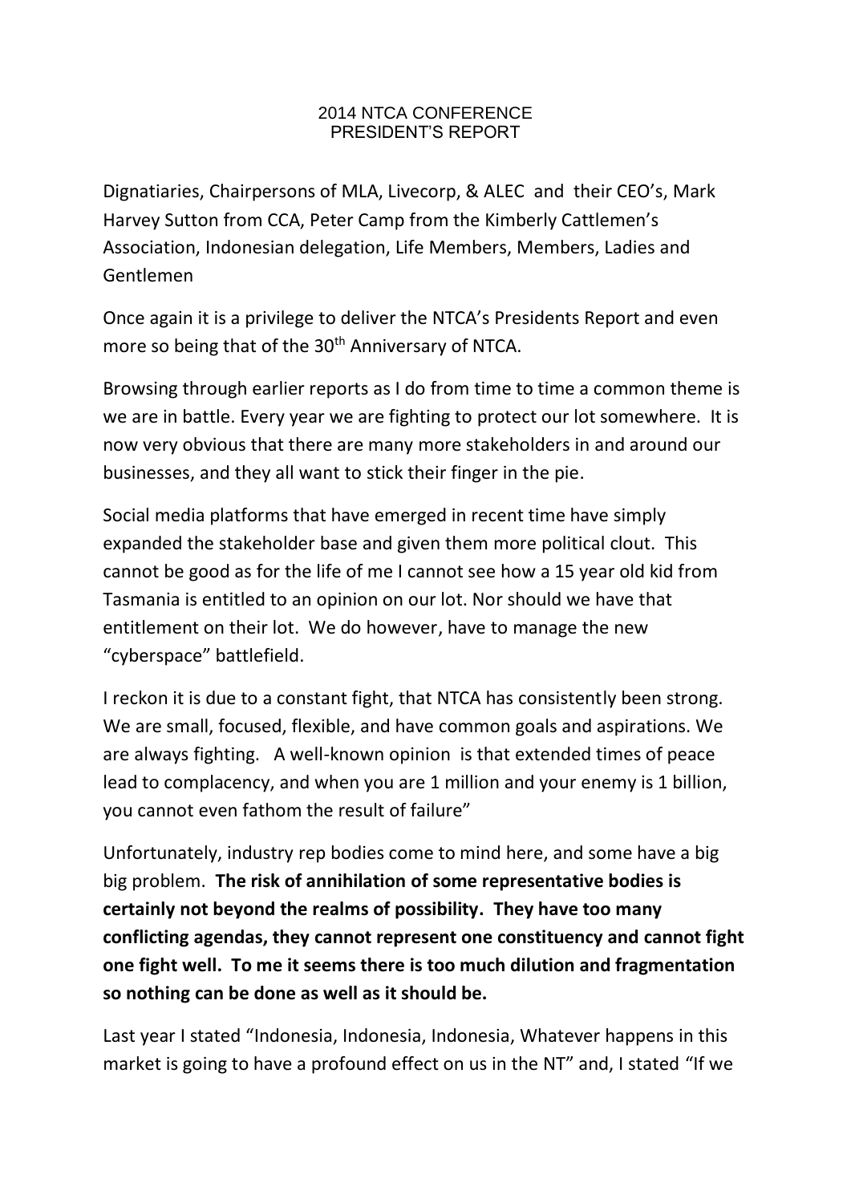# 2014 NTCA CONFERENCE
## PRESIDENT'S REPORT

Dignatiaries, Chairpersons of MLA, Livecorp, & ALEC and their CEO's, Mark Harvey Sutton from CCA, Peter Camp from the Kimberly Cattlemen's Association, Indonesian delegation, Life Members, Members, Ladies and Gentlemen

Once again it is a privilege to deliver the NTCA's Presidents Report and even more so being that of the 30th Anniversary of NTCA.

Browsing through earlier reports as I do from time to time a common theme is we are in battle. Every year we are fighting to protect our lot somewhere. It is now very obvious that there are many more stakeholders in and around our businesses, and they all want to stick their finger in the pie.

Social media platforms that have emerged in recent time have simply expanded the stakeholder base and given them more political clout. This cannot be good as for the life of me I cannot see how a 15 year old kid from Tasmania is entitled to an opinion on our lot. Nor should we have that entitlement on their lot. We do however, have to manage the new "cyberspace" battlefield.

I reckon it is due to a constant fight, that NTCA has consistently been strong. We are small, focused, flexible, and have common goals and aspirations. We are always fighting. A well-known opinion is that extended times of peace lead to complacency, and when you are 1 million and your enemy is 1 billion, you cannot even fathom the result of failure"

Unfortunately, industry rep bodies come to mind here, and some have a big big problem. **The risk of annihilation of some representative bodies is certainly not beyond the realms of possibility. They have too many conflicting agendas, they cannot represent one constituency and cannot fight one fight well. To me it seems there is too much dilution and fragmentation so nothing can be done as well as it should be.**

Last year I stated "Indonesia, Indonesia, Indonesia, Whatever happens in this market is going to have a profound effect on us in the NT" and, I stated "If we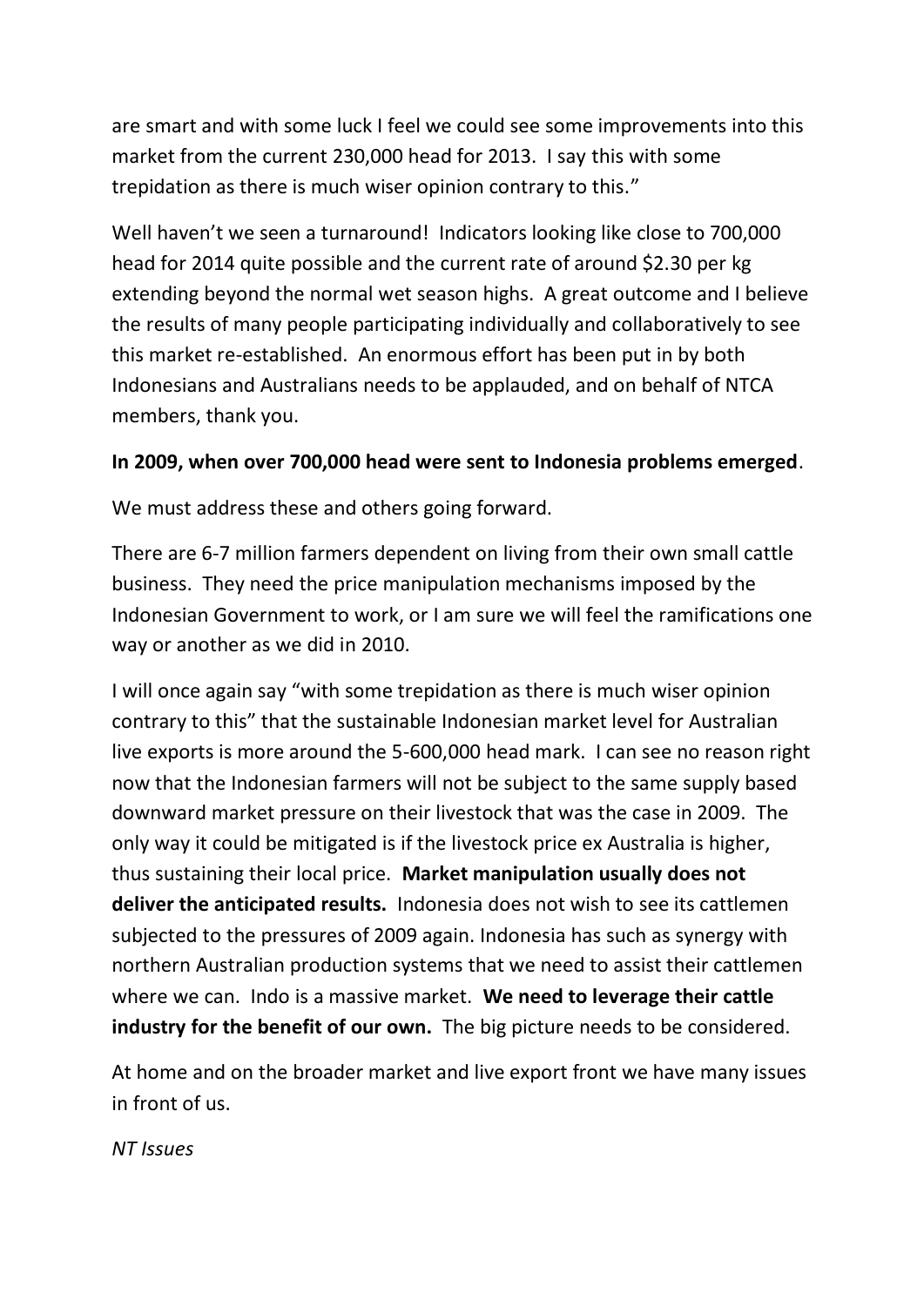are smart and with some luck I feel we could see some improvements into this market from the current 230,000 head for 2013. I say this with some trepidation as there is much wiser opinion contrary to this."

Well haven't we seen a turnaround! Indicators looking like close to 700,000 head for 2014 quite possible and the current rate of around $2.30 per kg extending beyond the normal wet season highs. A great outcome and I believe the results of many people participating individually and collaboratively to see this market re-established. An enormous effort has been put in by both Indonesians and Australians needs to be applauded, and on behalf of NTCA members, thank you.

**In 2009, when over 700,000 head were sent to Indonesia problems emerged**.

We must address these and others going forward.

There are 6-7 million farmers dependent on living from their own small cattle business. They need the price manipulation mechanisms imposed by the Indonesian Government to work, or I am sure we will feel the ramifications one way or another as we did in 2010.

I will once again say "with some trepidation as there is much wiser opinion contrary to this" that the sustainable Indonesian market level for Australian live exports is more around the 5-600,000 head mark. I can see no reason right now that the Indonesian farmers will not be subject to the same supply based downward market pressure on their livestock that was the case in 2009. The only way it could be mitigated is if the livestock price ex Australia is higher, thus sustaining their local price. **Market manipulation usually does not deliver the anticipated results.** Indonesia does not wish to see its cattlemen subjected to the pressures of 2009 again. Indonesia has such as synergy with northern Australian production systems that we need to assist their cattlemen where we can. Indo is a massive market. **We need to leverage their cattle industry for the benefit of our own.** The big picture needs to be considered.

At home and on the broader market and live export front we have many issues in front of us.

*NT Issues*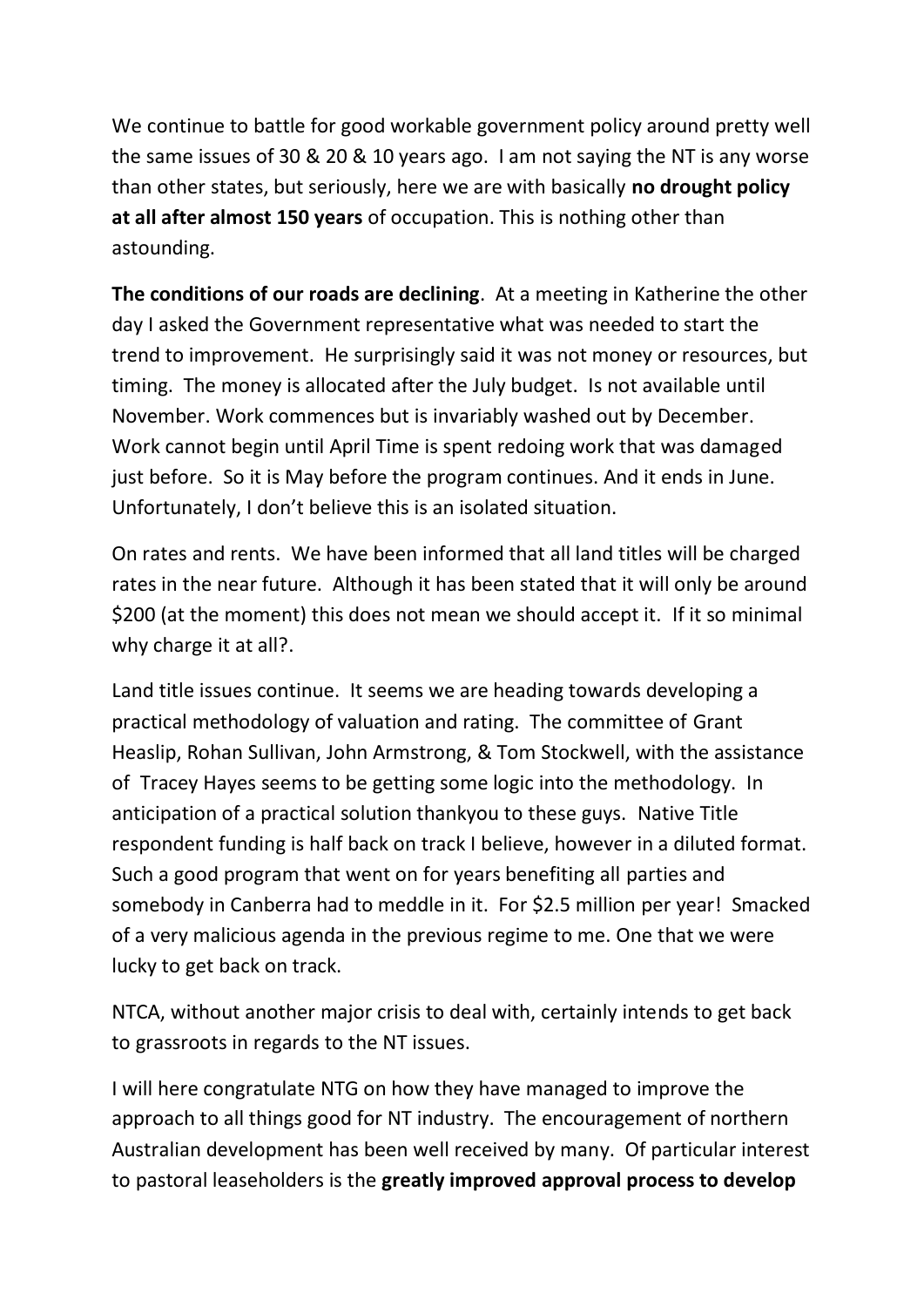We continue to battle for good workable government policy around pretty well the same issues of 30 & 20 & 10 years ago. I am not saying the NT is any worse than other states, but seriously, here we are with basically **no drought policy at all after almost 150 years** of occupation. This is nothing other than astounding.

**The conditions of our roads are declining**. At a meeting in Katherine the other day I asked the Government representative what was needed to start the trend to improvement. He surprisingly said it was not money or resources, but timing. The money is allocated after the July budget. Is not available until November. Work commences but is invariably washed out by December. Work cannot begin until April Time is spent redoing work that was damaged just before. So it is May before the program continues. And it ends in June. Unfortunately, I don't believe this is an isolated situation.

On rates and rents. We have been informed that all land titles will be charged rates in the near future. Although it has been stated that it will only be around $200 (at the moment) this does not mean we should accept it. If it so minimal why charge it at all?.

Land title issues continue. It seems we are heading towards developing a practical methodology of valuation and rating. The committee of Grant Heaslip, Rohan Sullivan, John Armstrong, & Tom Stockwell, with the assistance of Tracey Hayes seems to be getting some logic into the methodology. In anticipation of a practical solution thankyou to these guys. Native Title respondent funding is half back on track I believe, however in a diluted format. Such a good program that went on for years benefiting all parties and somebody in Canberra had to meddle in it. For $2.5 million per year! Smacked of a very malicious agenda in the previous regime to me. One that we were lucky to get back on track.

NTCA, without another major crisis to deal with, certainly intends to get back to grassroots in regards to the NT issues.

I will here congratulate NTG on how they have managed to improve the approach to all things good for NT industry. The encouragement of northern Australian development has been well received by many. Of particular interest to pastoral leaseholders is the **greatly improved approval process to develop**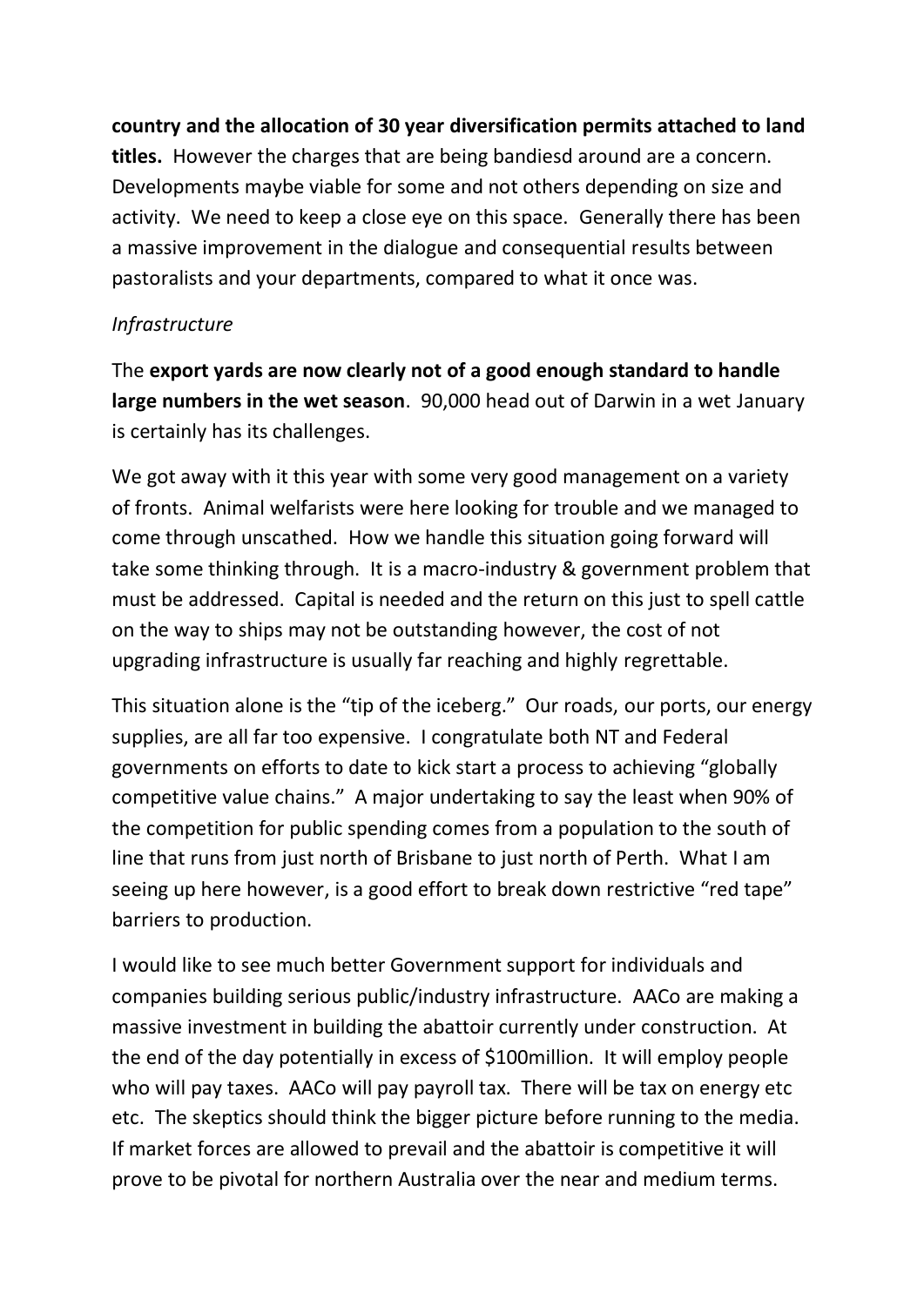**country and the allocation of 30 year diversification permits attached to land titles.** However the charges that are being bandiesd around are a concern. Developments maybe viable for some and not others depending on size and activity. We need to keep a close eye on this space. Generally there has been a massive improvement in the dialogue and consequential results between pastoralists and your departments, compared to what it once was.

*Infrastructure*

The **export yards are now clearly not of a good enough standard to handle large numbers in the wet season**. 90,000 head out of Darwin in a wet January is certainly has its challenges.

We got away with it this year with some very good management on a variety of fronts. Animal welfarists were here looking for trouble and we managed to come through unscathed. How we handle this situation going forward will take some thinking through. It is a macro-industry & government problem that must be addressed. Capital is needed and the return on this just to spell cattle on the way to ships may not be outstanding however, the cost of not upgrading infrastructure is usually far reaching and highly regrettable.

This situation alone is the "tip of the iceberg." Our roads, our ports, our energy supplies, are all far too expensive. I congratulate both NT and Federal governments on efforts to date to kick start a process to achieving "globally competitive value chains." A major undertaking to say the least when 90% of the competition for public spending comes from a population to the south of line that runs from just north of Brisbane to just north of Perth. What I am seeing up here however, is a good effort to break down restrictive "red tape" barriers to production.

I would like to see much better Government support for individuals and companies building serious public/industry infrastructure. AACo are making a massive investment in building the abattoir currently under construction. At the end of the day potentially in excess of $100million. It will employ people who will pay taxes. AACo will pay payroll tax. There will be tax on energy etc etc. The skeptics should think the bigger picture before running to the media. If market forces are allowed to prevail and the abattoir is competitive it will prove to be pivotal for northern Australia over the near and medium terms.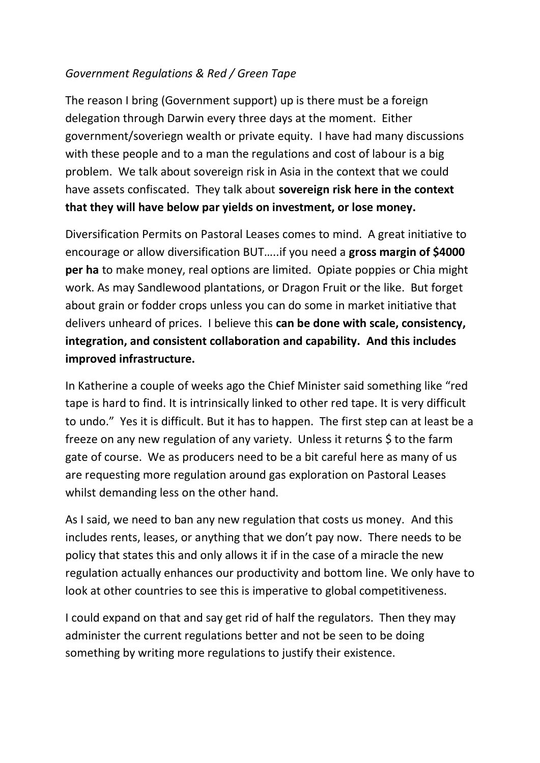*Government Regulations & Red / Green Tape*

The reason I bring (Government support) up is there must be a foreign delegation through Darwin every three days at the moment. Either government/soveriegn wealth or private equity. I have had many discussions with these people and to a man the regulations and cost of labour is a big problem. We talk about sovereign risk in Asia in the context that we could have assets confiscated. They talk about **sovereign risk here in the context that they will have below par yields on investment, or lose money.**

Diversification Permits on Pastoral Leases comes to mind. A great initiative to encourage or allow diversification BUT…..if you need a **gross margin of $4000 per ha** to make money, real options are limited. Opiate poppies or Chia might work. As may Sandlewood plantations, or Dragon Fruit or the like. But forget about grain or fodder crops unless you can do some in market initiative that delivers unheard of prices. I believe this **can be done with scale, consistency, integration, and consistent collaboration and capability. And this includes improved infrastructure.**

In Katherine a couple of weeks ago the Chief Minister said something like "red tape is hard to find. It is intrinsically linked to other red tape. It is very difficult to undo." Yes it is difficult. But it has to happen. The first step can at least be a freeze on any new regulation of any variety. Unless it returns $ to the farm gate of course. We as producers need to be a bit careful here as many of us are requesting more regulation around gas exploration on Pastoral Leases whilst demanding less on the other hand.

As I said, we need to ban any new regulation that costs us money. And this includes rents, leases, or anything that we don't pay now. There needs to be policy that states this and only allows it if in the case of a miracle the new regulation actually enhances our productivity and bottom line. We only have to look at other countries to see this is imperative to global competitiveness.

I could expand on that and say get rid of half the regulators. Then they may administer the current regulations better and not be seen to be doing something by writing more regulations to justify their existence.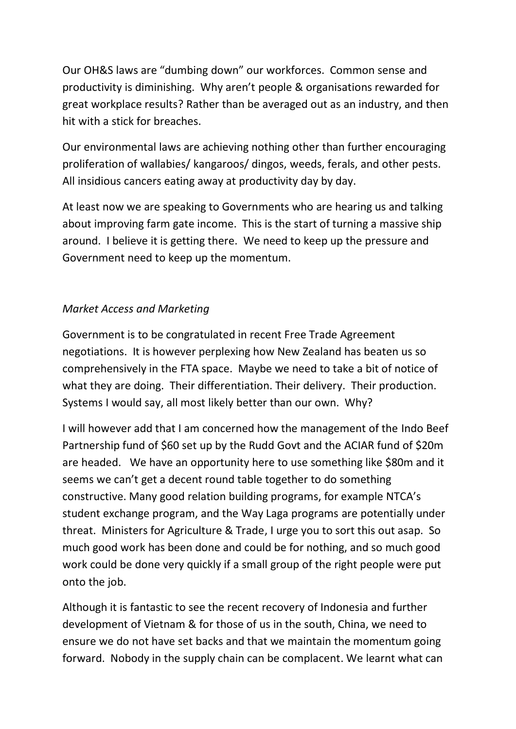Our OH&S laws are "dumbing down" our workforces. Common sense and productivity is diminishing. Why aren't people & organisations rewarded for great workplace results? Rather than be averaged out as an industry, and then hit with a stick for breaches.

Our environmental laws are achieving nothing other than further encouraging proliferation of wallabies/ kangaroos/ dingos, weeds, ferals, and other pests. All insidious cancers eating away at productivity day by day.

At least now we are speaking to Governments who are hearing us and talking about improving farm gate income. This is the start of turning a massive ship around. I believe it is getting there. We need to keep up the pressure and Government need to keep up the momentum.

*Market Access and Marketing*

Government is to be congratulated in recent Free Trade Agreement negotiations. It is however perplexing how New Zealand has beaten us so comprehensively in the FTA space. Maybe we need to take a bit of notice of what they are doing. Their differentiation. Their delivery. Their production. Systems I would say, all most likely better than our own. Why?

I will however add that I am concerned how the management of the Indo Beef Partnership fund of $60 set up by the Rudd Govt and the ACIAR fund of $20m are headed. We have an opportunity here to use something like $80m and it seems we can't get a decent round table together to do something constructive. Many good relation building programs, for example NTCA's student exchange program, and the Way Laga programs are potentially under threat. Ministers for Agriculture & Trade, I urge you to sort this out asap. So much good work has been done and could be for nothing, and so much good work could be done very quickly if a small group of the right people were put onto the job.

Although it is fantastic to see the recent recovery of Indonesia and further development of Vietnam & for those of us in the south, China, we need to ensure we do not have set backs and that we maintain the momentum going forward. Nobody in the supply chain can be complacent. We learnt what can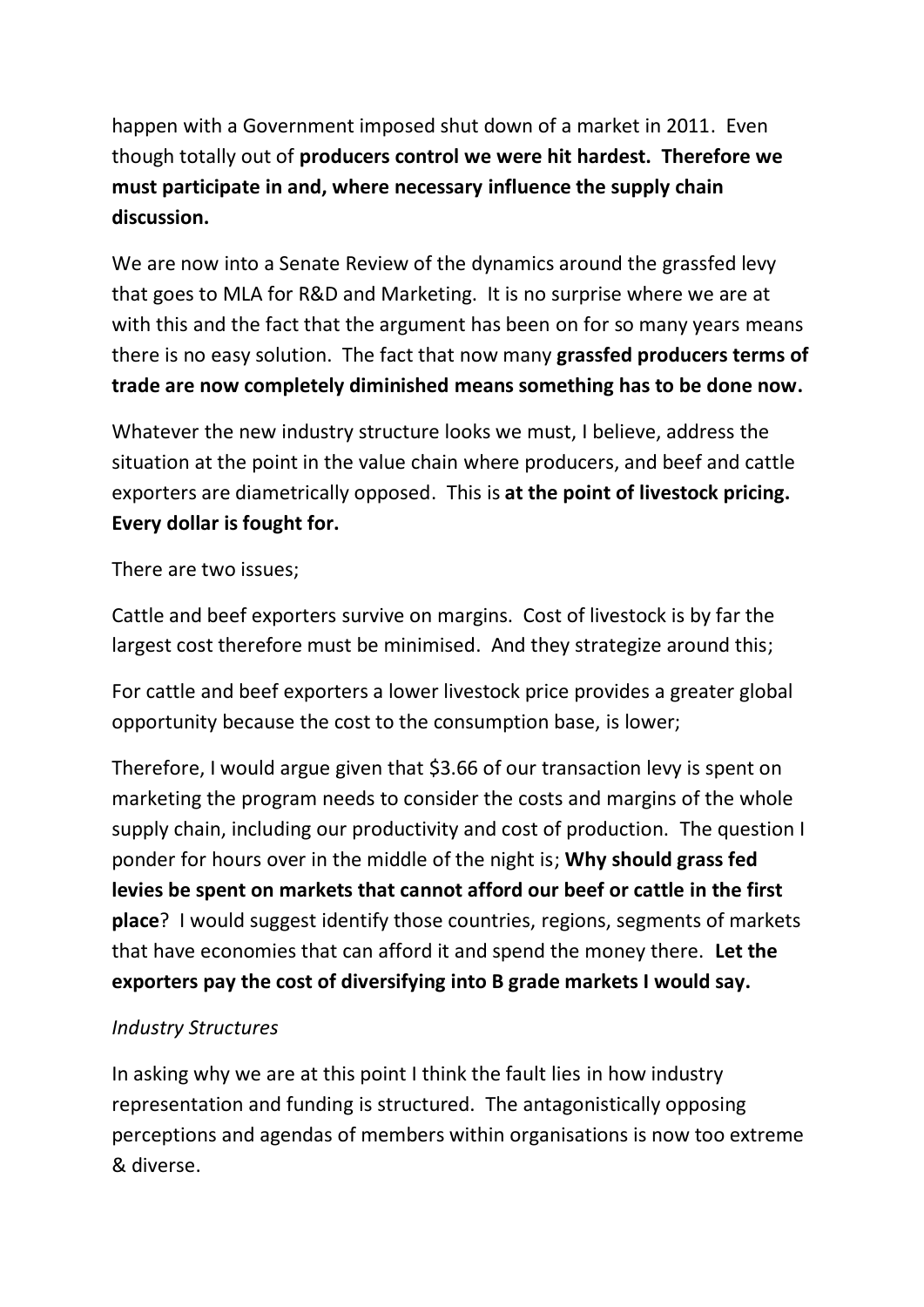happen with a Government imposed shut down of a market in 2011. Even though totally out of **producers control we were hit hardest. Therefore we must participate in and, where necessary influence the supply chain discussion.**

We are now into a Senate Review of the dynamics around the grassfed levy that goes to MLA for R&D and Marketing. It is no surprise where we are at with this and the fact that the argument has been on for so many years means there is no easy solution. The fact that now many **grassfed producers terms of trade are now completely diminished means something has to be done now.**

Whatever the new industry structure looks we must, I believe, address the situation at the point in the value chain where producers, and beef and cattle exporters are diametrically opposed. This is **at the point of livestock pricing. Every dollar is fought for.**

There are two issues;

Cattle and beef exporters survive on margins. Cost of livestock is by far the largest cost therefore must be minimised. And they strategize around this;

For cattle and beef exporters a lower livestock price provides a greater global opportunity because the cost to the consumption base, is lower;

Therefore, I would argue given that $3.66 of our transaction levy is spent on marketing the program needs to consider the costs and margins of the whole supply chain, including our productivity and cost of production. The question I ponder for hours over in the middle of the night is; **Why should grass fed levies be spent on markets that cannot afford our beef or cattle in the first place**? I would suggest identify those countries, regions, segments of markets that have economies that can afford it and spend the money there. **Let the exporters pay the cost of diversifying into B grade markets I would say.**

*Industry Structures*

In asking why we are at this point I think the fault lies in how industry representation and funding is structured. The antagonistically opposing perceptions and agendas of members within organisations is now too extreme & diverse.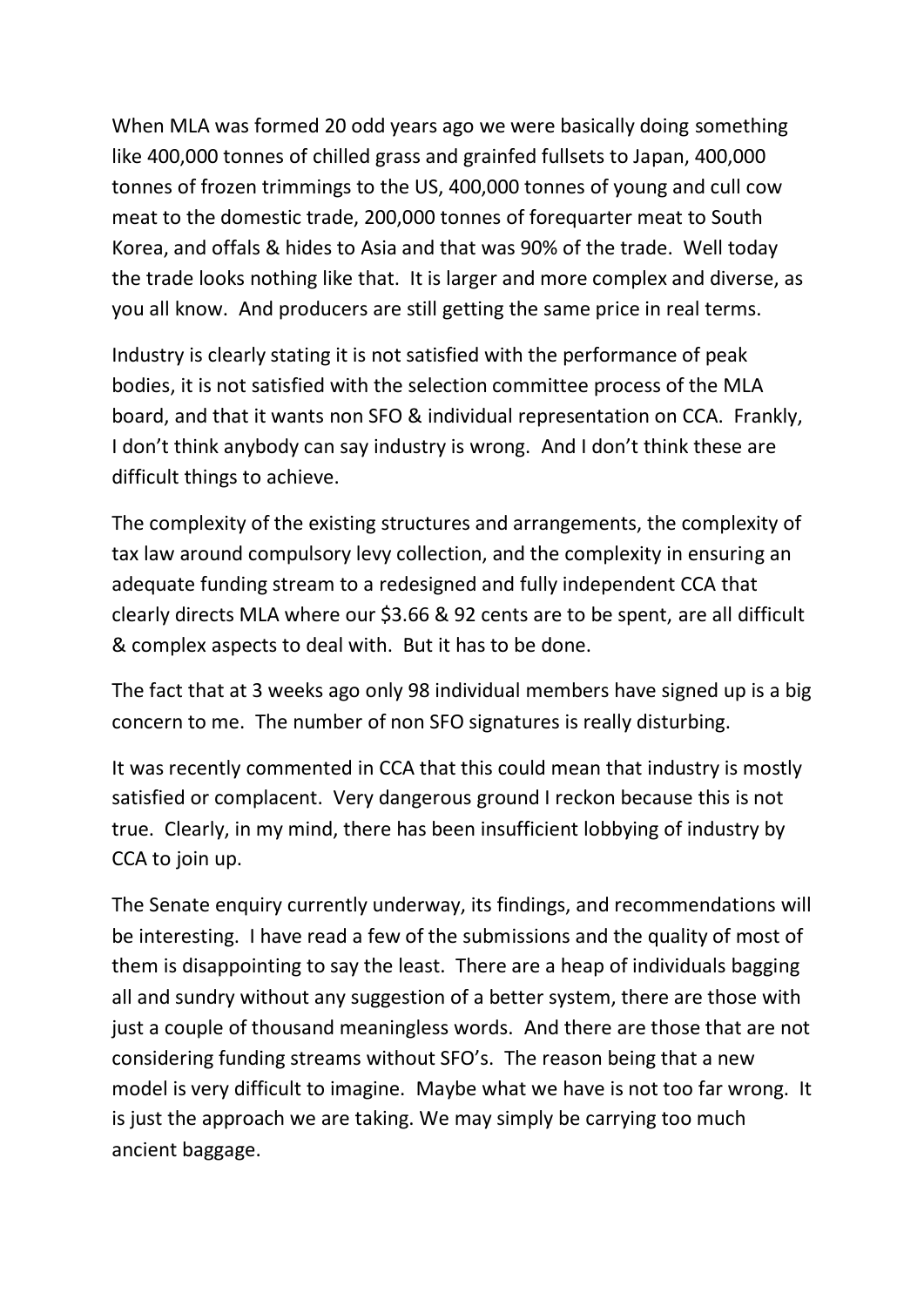When MLA was formed 20 odd years ago we were basically doing something like 400,000 tonnes of chilled grass and grainfed fullsets to Japan, 400,000 tonnes of frozen trimmings to the US, 400,000 tonnes of young and cull cow meat to the domestic trade, 200,000 tonnes of forequarter meat to South Korea, and offals & hides to Asia and that was 90% of the trade. Well today the trade looks nothing like that. It is larger and more complex and diverse, as you all know. And producers are still getting the same price in real terms.

Industry is clearly stating it is not satisfied with the performance of peak bodies, it is not satisfied with the selection committee process of the MLA board, and that it wants non SFO & individual representation on CCA. Frankly, I don't think anybody can say industry is wrong. And I don't think these are difficult things to achieve.

The complexity of the existing structures and arrangements, the complexity of tax law around compulsory levy collection, and the complexity in ensuring an adequate funding stream to a redesigned and fully independent CCA that clearly directs MLA where our $3.66 & 92 cents are to be spent, are all difficult & complex aspects to deal with. But it has to be done.

The fact that at 3 weeks ago only 98 individual members have signed up is a big concern to me. The number of non SFO signatures is really disturbing.

It was recently commented in CCA that this could mean that industry is mostly satisfied or complacent. Very dangerous ground I reckon because this is not true. Clearly, in my mind, there has been insufficient lobbying of industry by CCA to join up.

The Senate enquiry currently underway, its findings, and recommendations will be interesting. I have read a few of the submissions and the quality of most of them is disappointing to say the least. There are a heap of individuals bagging all and sundry without any suggestion of a better system, there are those with just a couple of thousand meaningless words. And there are those that are not considering funding streams without SFO's. The reason being that a new model is very difficult to imagine. Maybe what we have is not too far wrong. It is just the approach we are taking. We may simply be carrying too much ancient baggage.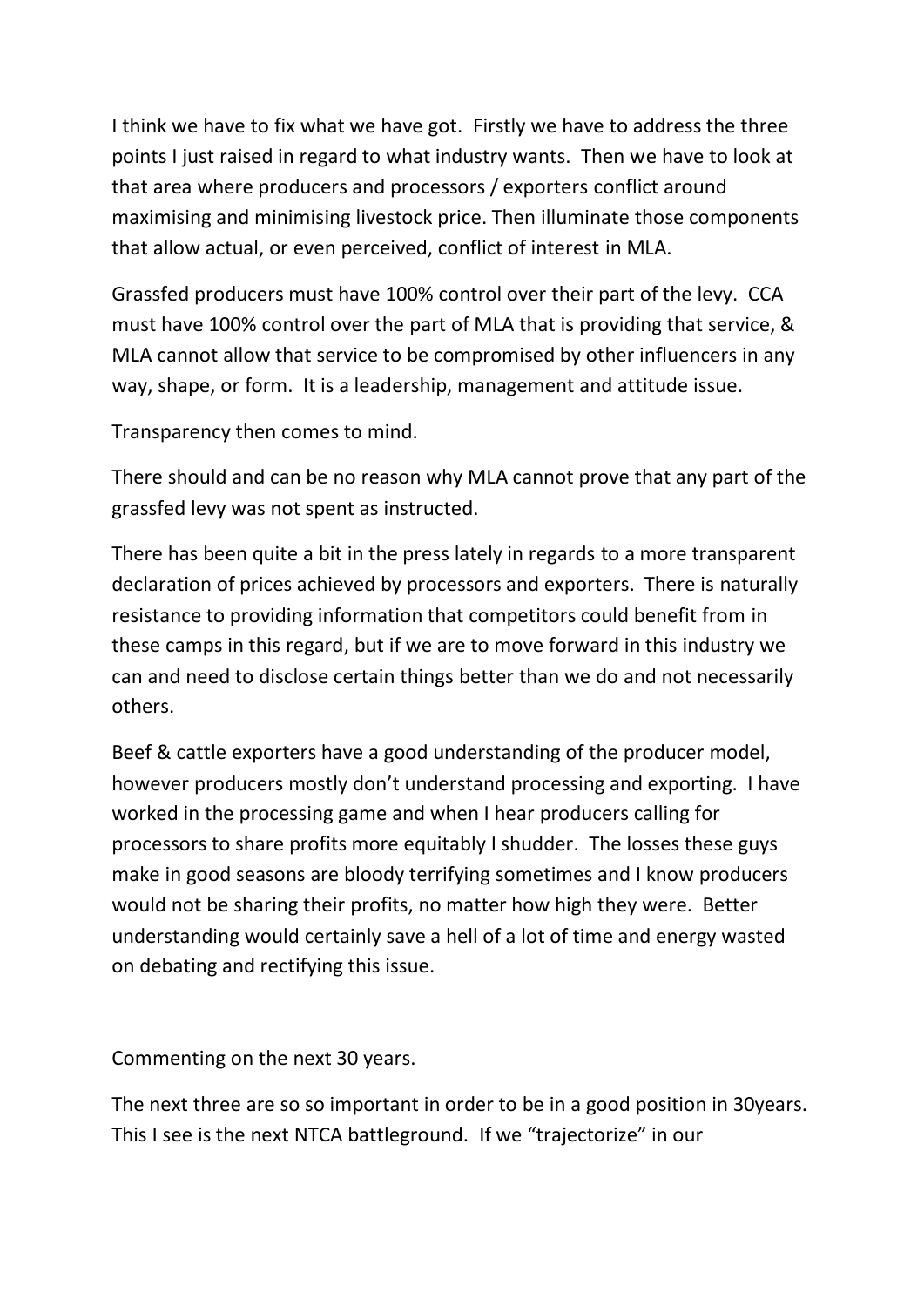I think we have to fix what we have got. Firstly we have to address the three points I just raised in regard to what industry wants. Then we have to look at that area where producers and processors / exporters conflict around maximising and minimising livestock price. Then illuminate those components that allow actual, or even perceived, conflict of interest in MLA.

Grassfed producers must have 100% control over their part of the levy. CCA must have 100% control over the part of MLA that is providing that service, & MLA cannot allow that service to be compromised by other influencers in any way, shape, or form. It is a leadership, management and attitude issue.

Transparency then comes to mind.

There should and can be no reason why MLA cannot prove that any part of the grassfed levy was not spent as instructed.

There has been quite a bit in the press lately in regards to a more transparent declaration of prices achieved by processors and exporters. There is naturally resistance to providing information that competitors could benefit from in these camps in this regard, but if we are to move forward in this industry we can and need to disclose certain things better than we do and not necessarily others.

Beef & cattle exporters have a good understanding of the producer model, however producers mostly don't understand processing and exporting. I have worked in the processing game and when I hear producers calling for processors to share profits more equitably I shudder. The losses these guys make in good seasons are bloody terrifying sometimes and I know producers would not be sharing their profits, no matter how high they were. Better understanding would certainly save a hell of a lot of time and energy wasted on debating and rectifying this issue.

Commenting on the next 30 years.

The next three are so so important in order to be in a good position in 30years. This I see is the next NTCA battleground. If we "trajectorize" in our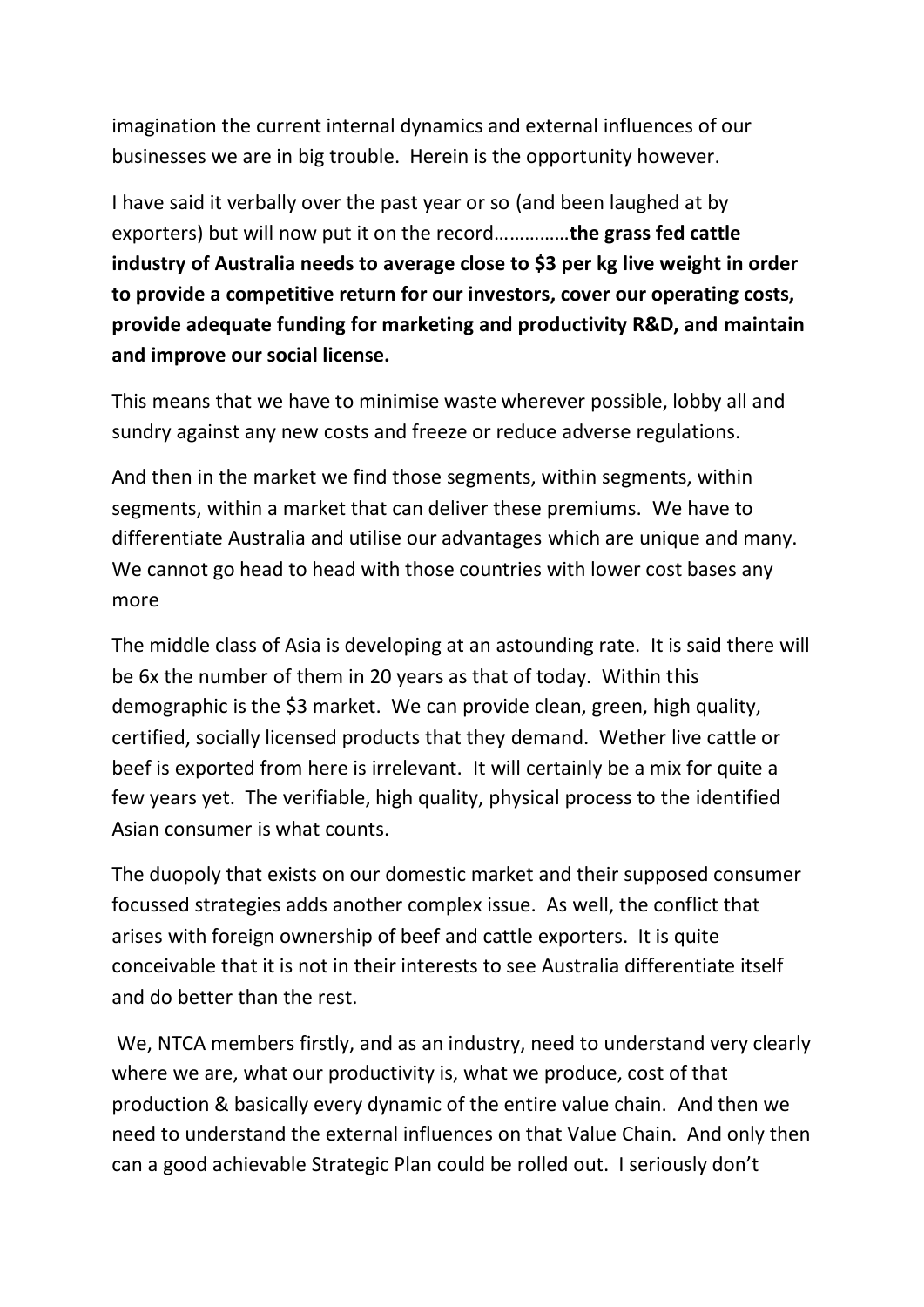imagination the current internal dynamics and external influences of our businesses we are in big trouble. Herein is the opportunity however.

I have said it verbally over the past year or so (and been laughed at by exporters) but will now put it on the record…………..**the grass fed cattle industry of Australia needs to average close to $3 per kg live weight in order to provide a competitive return for our investors, cover our operating costs, provide adequate funding for marketing and productivity R&D, and maintain and improve our social license.**

This means that we have to minimise waste wherever possible, lobby all and sundry against any new costs and freeze or reduce adverse regulations.

And then in the market we find those segments, within segments, within segments, within a market that can deliver these premiums. We have to differentiate Australia and utilise our advantages which are unique and many. We cannot go head to head with those countries with lower cost bases any more

The middle class of Asia is developing at an astounding rate. It is said there will be 6x the number of them in 20 years as that of today. Within this demographic is the $3 market. We can provide clean, green, high quality, certified, socially licensed products that they demand. Wether live cattle or beef is exported from here is irrelevant. It will certainly be a mix for quite a few years yet. The verifiable, high quality, physical process to the identified Asian consumer is what counts.

The duopoly that exists on our domestic market and their supposed consumer focussed strategies adds another complex issue. As well, the conflict that arises with foreign ownership of beef and cattle exporters. It is quite conceivable that it is not in their interests to see Australia differentiate itself and do better than the rest.

We, NTCA members firstly, and as an industry, need to understand very clearly where we are, what our productivity is, what we produce, cost of that production & basically every dynamic of the entire value chain. And then we need to understand the external influences on that Value Chain. And only then can a good achievable Strategic Plan could be rolled out. I seriously don't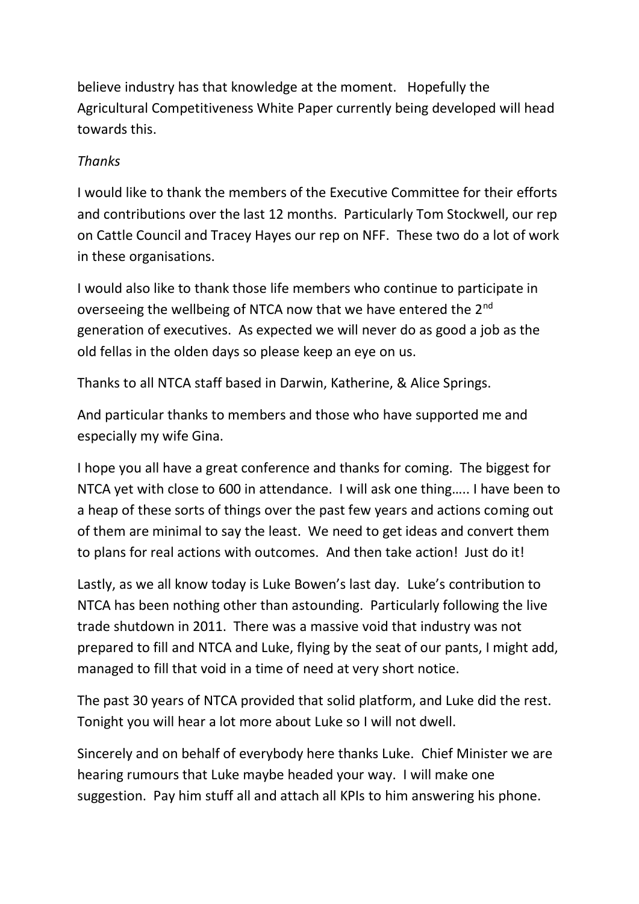believe industry has that knowledge at the moment. Hopefully the Agricultural Competitiveness White Paper currently being developed will head towards this.

*Thanks*

I would like to thank the members of the Executive Committee for their efforts and contributions over the last 12 months. Particularly Tom Stockwell, our rep on Cattle Council and Tracey Hayes our rep on NFF. These two do a lot of work in these organisations.

I would also like to thank those life members who continue to participate in overseeing the wellbeing of NTCA now that we have entered the 2nd generation of executives. As expected we will never do as good a job as the old fellas in the olden days so please keep an eye on us.

Thanks to all NTCA staff based in Darwin, Katherine, & Alice Springs.

And particular thanks to members and those who have supported me and especially my wife Gina.

I hope you all have a great conference and thanks for coming. The biggest for NTCA yet with close to 600 in attendance. I will ask one thing….. I have been to a heap of these sorts of things over the past few years and actions coming out of them are minimal to say the least. We need to get ideas and convert them to plans for real actions with outcomes. And then take action! Just do it!

Lastly, as we all know today is Luke Bowen's last day. Luke's contribution to NTCA has been nothing other than astounding. Particularly following the live trade shutdown in 2011. There was a massive void that industry was not prepared to fill and NTCA and Luke, flying by the seat of our pants, I might add, managed to fill that void in a time of need at very short notice.

The past 30 years of NTCA provided that solid platform, and Luke did the rest. Tonight you will hear a lot more about Luke so I will not dwell.

Sincerely and on behalf of everybody here thanks Luke. Chief Minister we are hearing rumours that Luke maybe headed your way. I will make one suggestion. Pay him stuff all and attach all KPIs to him answering his phone.